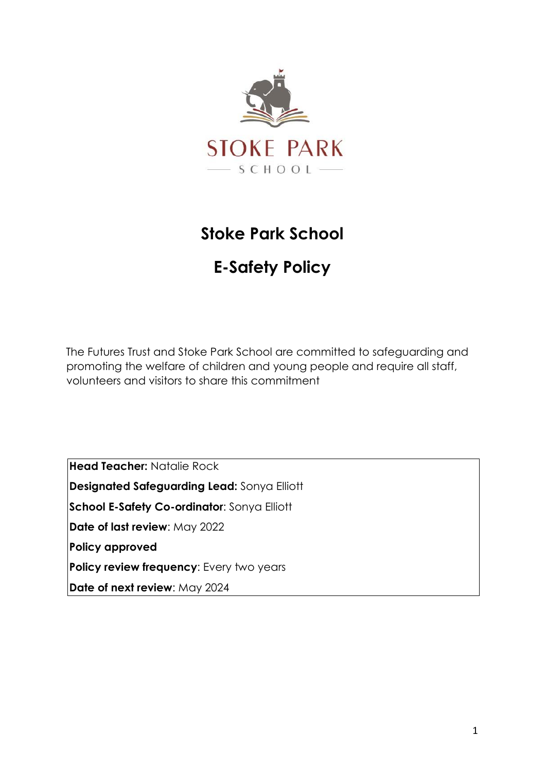# Stoke Park School

# E-Safety Policy

The Futures Trust and Stoke Park School are committed to safeguarding and promoting the welfare of children and young people and require all staff, volunteers and visitors to share this commitment

**Head Teacher:** Natalie Rock

**Designated Safeguarding Lead:** Sonya Elliott

**School E-Safety Co-ordinator**: Sonya Elliott

**Date of last review**: May 2022

**Policy approved**

**Policy review frequency**: Every two years

**Date of next review**: May 2024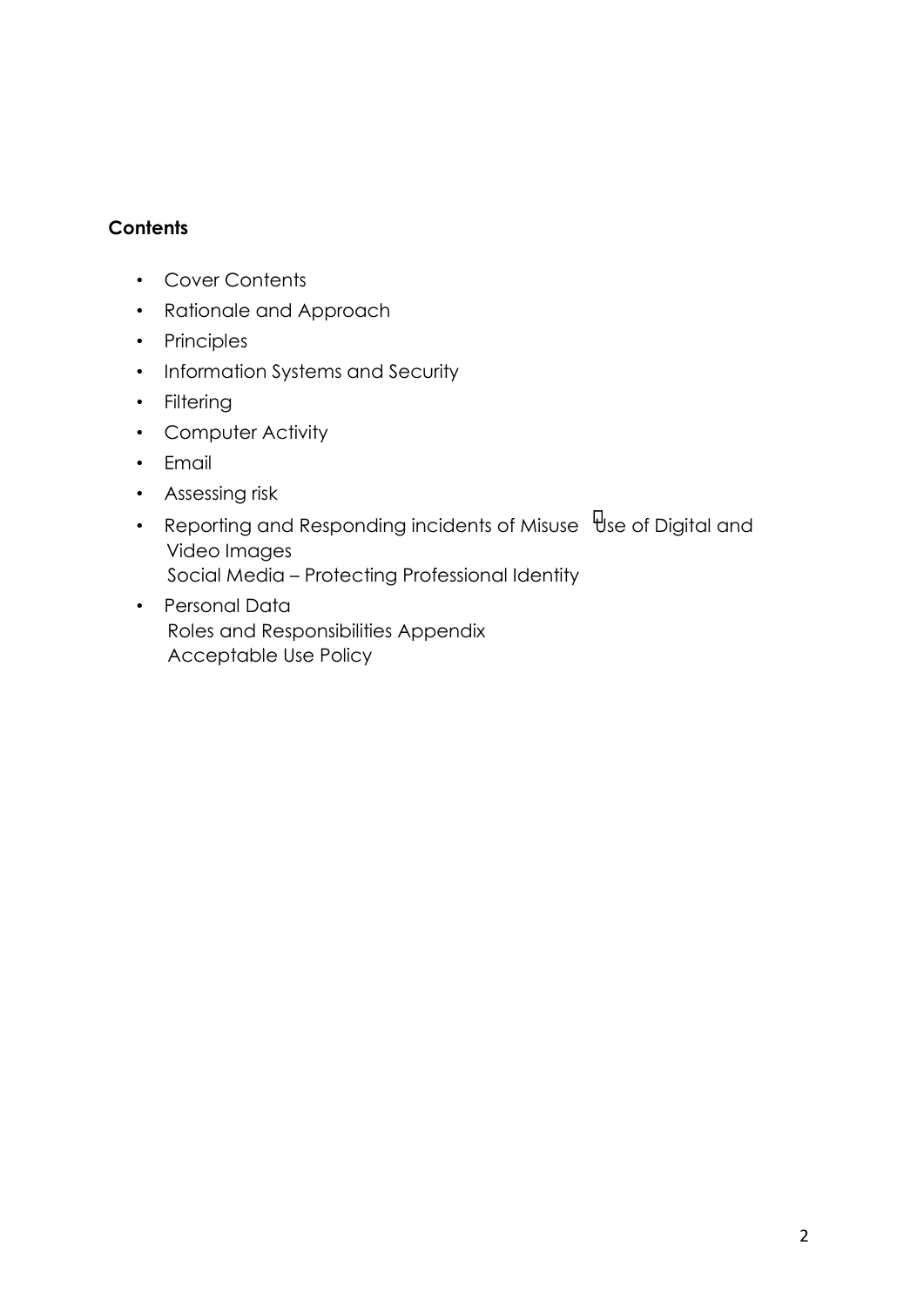**Contents**

- Cover Contents
- Rationale and Approach
- Principles
- Information Systems and Security
- Filtering
- Computer Activity
- Email
- Assessing risk
- Reporting and Responding incidents of Misuse  Use of Digital and Video Images
  Social Media – Protecting Professional Identity
- Personal Data
  Roles and Responsibilities Appendix
  Acceptable Use Policy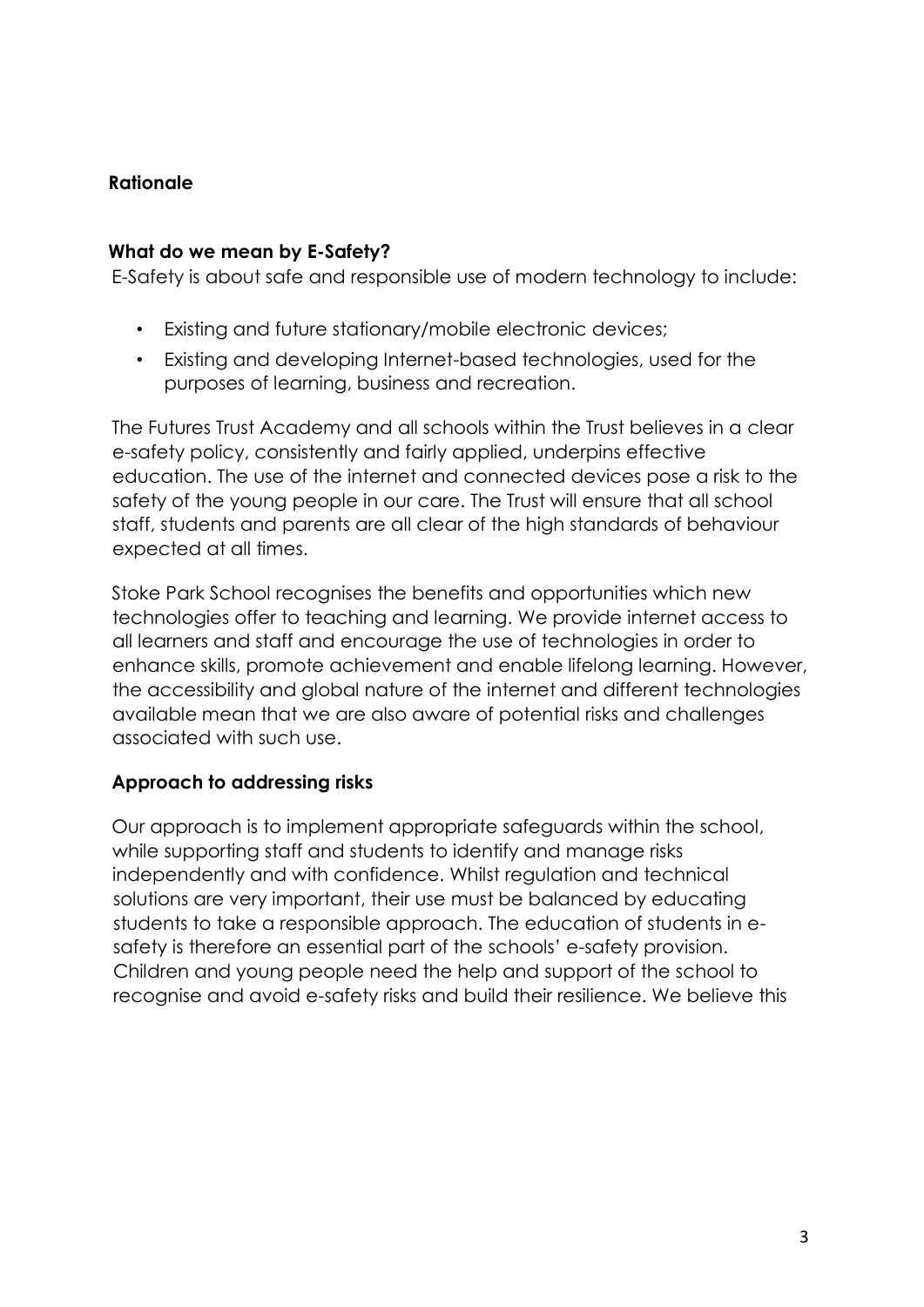## Rationale

### What do we mean by E-Safety?

E-Safety is about safe and responsible use of modern technology to include:

- Existing and future stationary/mobile electronic devices;
- Existing and developing Internet-based technologies, used for the purposes of learning, business and recreation.

The Futures Trust Academy and all schools within the Trust believes in a clear e-safety policy, consistently and fairly applied, underpins effective education. The use of the internet and connected devices pose a risk to the safety of the young people in our care. The Trust will ensure that all school staff, students and parents are all clear of the high standards of behaviour expected at all times.

Stoke Park School recognises the benefits and opportunities which new technologies offer to teaching and learning. We provide internet access to all learners and staff and encourage the use of technologies in order to enhance skills, promote achievement and enable lifelong learning. However, the accessibility and global nature of the internet and different technologies available mean that we are also aware of potential risks and challenges associated with such use.

### Approach to addressing risks

Our approach is to implement appropriate safeguards within the school, while supporting staff and students to identify and manage risks independently and with confidence. Whilst regulation and technical solutions are very important, their use must be balanced by educating students to take a responsible approach. The education of students in e-safety is therefore an essential part of the schools' e-safety provision. Children and young people need the help and support of the school to recognise and avoid e-safety risks and build their resilience. We believe this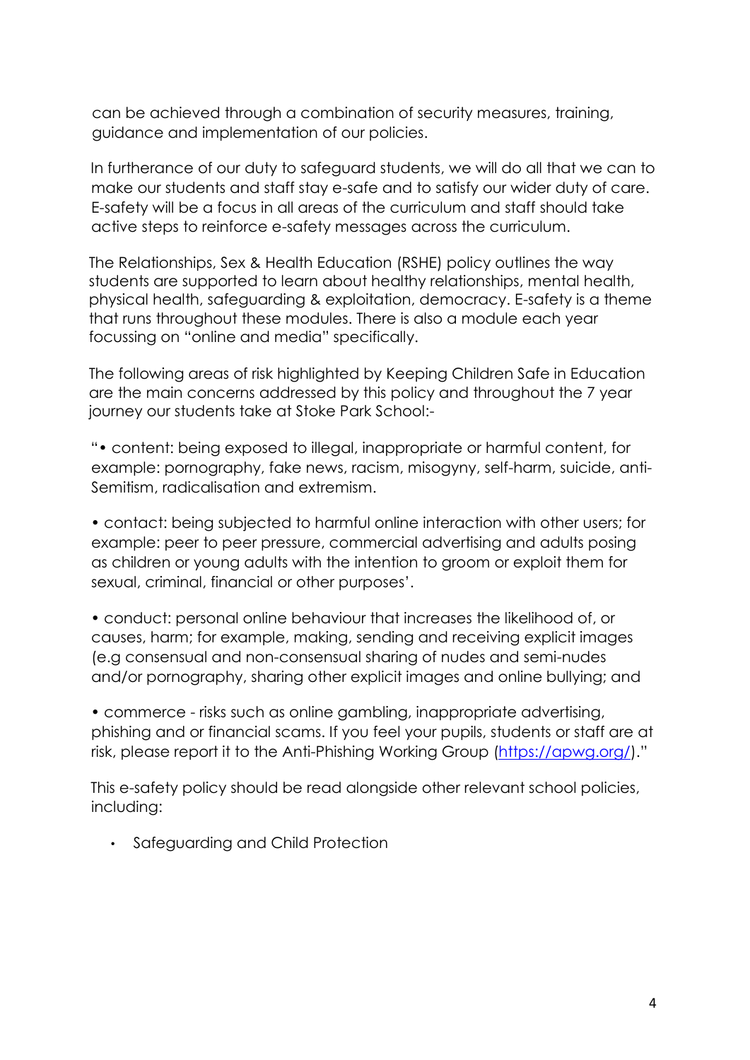can be achieved through a combination of security measures, training, guidance and implementation of our policies.

In furtherance of our duty to safeguard students, we will do all that we can to make our students and staff stay e-safe and to satisfy our wider duty of care. E-safety will be a focus in all areas of the curriculum and staff should take active steps to reinforce e-safety messages across the curriculum.

The Relationships, Sex & Health Education (RSHE) policy outlines the way students are supported to learn about healthy relationships, mental health, physical health, safeguarding & exploitation, democracy. E-safety is a theme that runs throughout these modules. There is also a module each year focussing on "online and media" specifically.

The following areas of risk highlighted by Keeping Children Safe in Education are the main concerns addressed by this policy and throughout the 7 year journey our students take at Stoke Park School:-

"• content: being exposed to illegal, inappropriate or harmful content, for example: pornography, fake news, racism, misogyny, self-harm, suicide, anti-Semitism, radicalisation and extremism.

• contact: being subjected to harmful online interaction with other users; for example: peer to peer pressure, commercial advertising and adults posing as children or young adults with the intention to groom or exploit them for sexual, criminal, financial or other purposes'.

• conduct: personal online behaviour that increases the likelihood of, or causes, harm; for example, making, sending and receiving explicit images (e.g consensual and non-consensual sharing of nudes and semi-nudes and/or pornography, sharing other explicit images and online bullying; and

• commerce - risks such as online gambling, inappropriate advertising, phishing and or financial scams. If you feel your pupils, students or staff are at risk, please report it to the Anti-Phishing Working Group (https://apwg.org/)."

This e-safety policy should be read alongside other relevant school policies, including:

- Safeguarding and Child Protection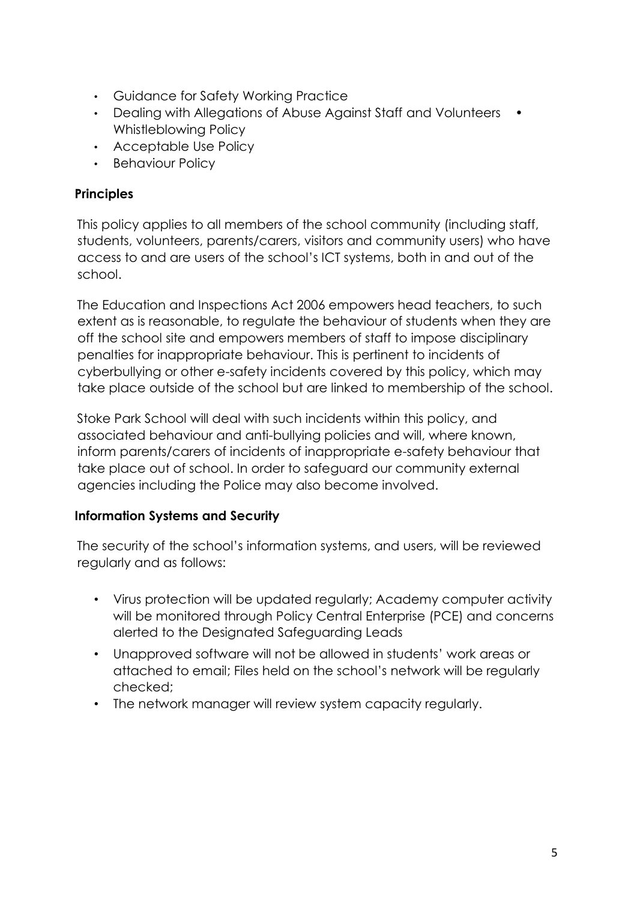- Guidance for Safety Working Practice
- Dealing with Allegations of Abuse Against Staff and Volunteers
- Whistleblowing Policy
- Acceptable Use Policy
- Behaviour Policy

**Principles**

This policy applies to all members of the school community (including staff, students, volunteers, parents/carers, visitors and community users) who have access to and are users of the school's ICT systems, both in and out of the school.

The Education and Inspections Act 2006 empowers head teachers, to such extent as is reasonable, to regulate the behaviour of students when they are off the school site and empowers members of staff to impose disciplinary penalties for inappropriate behaviour. This is pertinent to incidents of cyberbullying or other e-safety incidents covered by this policy, which may take place outside of the school but are linked to membership of the school.

Stoke Park School will deal with such incidents within this policy, and associated behaviour and anti-bullying policies and will, where known, inform parents/carers of incidents of inappropriate e-safety behaviour that take place out of school. In order to safeguard our community external agencies including the Police may also become involved.

**Information Systems and Security**

The security of the school's information systems, and users, will be reviewed regularly and as follows:

- Virus protection will be updated regularly; Academy computer activity will be monitored through Policy Central Enterprise (PCE) and concerns alerted to the Designated Safeguarding Leads
- Unapproved software will not be allowed in students' work areas or attached to email; Files held on the school's network will be regularly checked;
- The network manager will review system capacity regularly.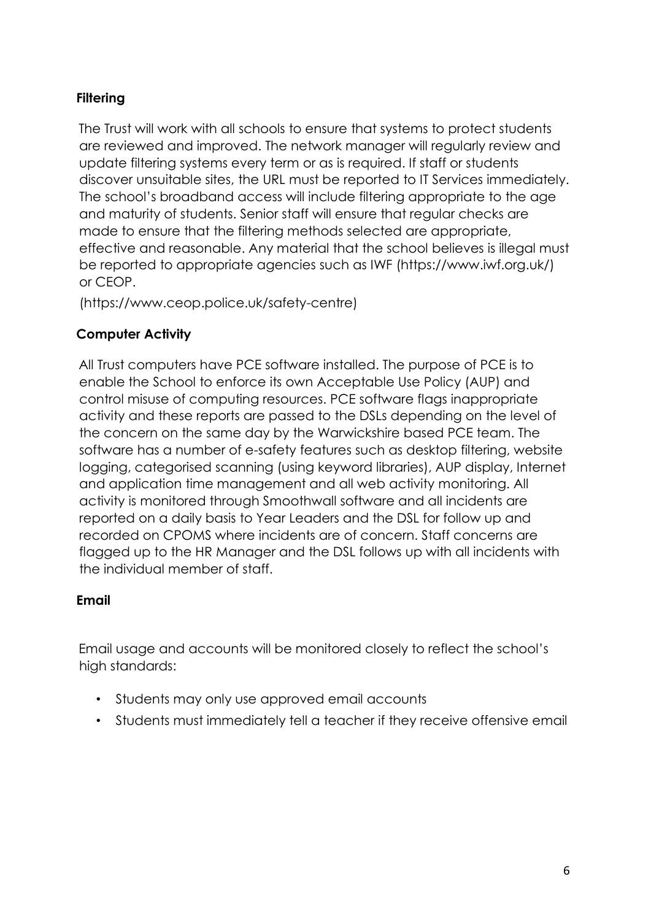**Filtering**

The Trust will work with all schools to ensure that systems to protect students are reviewed and improved. The network manager will regularly review and update filtering systems every term or as is required. If staff or students discover unsuitable sites, the URL must be reported to IT Services immediately. The school's broadband access will include filtering appropriate to the age and maturity of students. Senior staff will ensure that regular checks are made to ensure that the filtering methods selected are appropriate, effective and reasonable. Any material that the school believes is illegal must be reported to appropriate agencies such as IWF (https://www.iwf.org.uk/) or CEOP.

(https://www.ceop.police.uk/safety-centre)

**Computer Activity**

All Trust computers have PCE software installed. The purpose of PCE is to enable the School to enforce its own Acceptable Use Policy (AUP) and control misuse of computing resources. PCE software flags inappropriate activity and these reports are passed to the DSLs depending on the level of the concern on the same day by the Warwickshire based PCE team. The software has a number of e-safety features such as desktop filtering, website logging, categorised scanning (using keyword libraries), AUP display, Internet and application time management and all web activity monitoring. All activity is monitored through Smoothwall software and all incidents are reported on a daily basis to Year Leaders and the DSL for follow up and recorded on CPOMS where incidents are of concern. Staff concerns are flagged up to the HR Manager and the DSL follows up with all incidents with the individual member of staff.

**Email**

Email usage and accounts will be monitored closely to reflect the school's high standards:

- Students may only use approved email accounts
- Students must immediately tell a teacher if they receive offensive email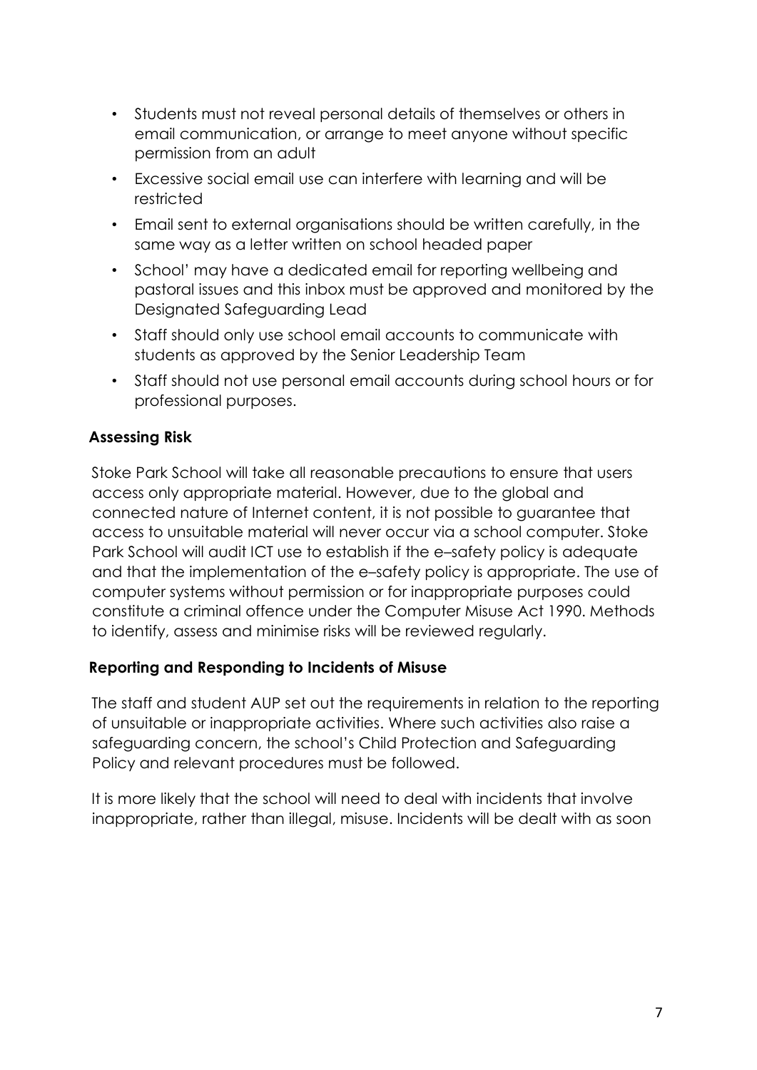- Students must not reveal personal details of themselves or others in email communication, or arrange to meet anyone without specific permission from an adult
- Excessive social email use can interfere with learning and will be restricted
- Email sent to external organisations should be written carefully, in the same way as a letter written on school headed paper
- School' may have a dedicated email for reporting wellbeing and pastoral issues and this inbox must be approved and monitored by the Designated Safeguarding Lead
- Staff should only use school email accounts to communicate with students as approved by the Senior Leadership Team
- Staff should not use personal email accounts during school hours or for professional purposes.

**Assessing Risk**

Stoke Park School will take all reasonable precautions to ensure that users access only appropriate material. However, due to the global and connected nature of Internet content, it is not possible to guarantee that access to unsuitable material will never occur via a school computer. Stoke Park School will audit ICT use to establish if the e–safety policy is adequate and that the implementation of the e–safety policy is appropriate. The use of computer systems without permission or for inappropriate purposes could constitute a criminal offence under the Computer Misuse Act 1990. Methods to identify, assess and minimise risks will be reviewed regularly.

**Reporting and Responding to Incidents of Misuse**

The staff and student AUP set out the requirements in relation to the reporting of unsuitable or inappropriate activities. Where such activities also raise a safeguarding concern, the school's Child Protection and Safeguarding Policy and relevant procedures must be followed.

It is more likely that the school will need to deal with incidents that involve inappropriate, rather than illegal, misuse. Incidents will be dealt with as soon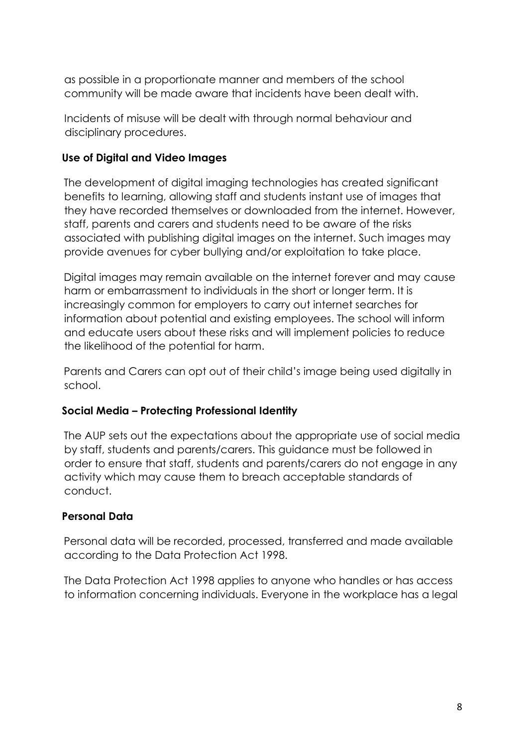as possible in a proportionate manner and members of the school community will be made aware that incidents have been dealt with.

Incidents of misuse will be dealt with through normal behaviour and disciplinary procedures.

**Use of Digital and Video Images**

The development of digital imaging technologies has created significant benefits to learning, allowing staff and students instant use of images that they have recorded themselves or downloaded from the internet. However, staff, parents and carers and students need to be aware of the risks associated with publishing digital images on the internet. Such images may provide avenues for cyber bullying and/or exploitation to take place.

Digital images may remain available on the internet forever and may cause harm or embarrassment to individuals in the short or longer term. It is increasingly common for employers to carry out internet searches for information about potential and existing employees. The school will inform and educate users about these risks and will implement policies to reduce the likelihood of the potential for harm.

Parents and Carers can opt out of their child's image being used digitally in school.

**Social Media – Protecting Professional Identity**

The AUP sets out the expectations about the appropriate use of social media by staff, students and parents/carers. This guidance must be followed in order to ensure that staff, students and parents/carers do not engage in any activity which may cause them to breach acceptable standards of conduct.

**Personal Data**

Personal data will be recorded, processed, transferred and made available according to the Data Protection Act 1998.

The Data Protection Act 1998 applies to anyone who handles or has access to information concerning individuals. Everyone in the workplace has a legal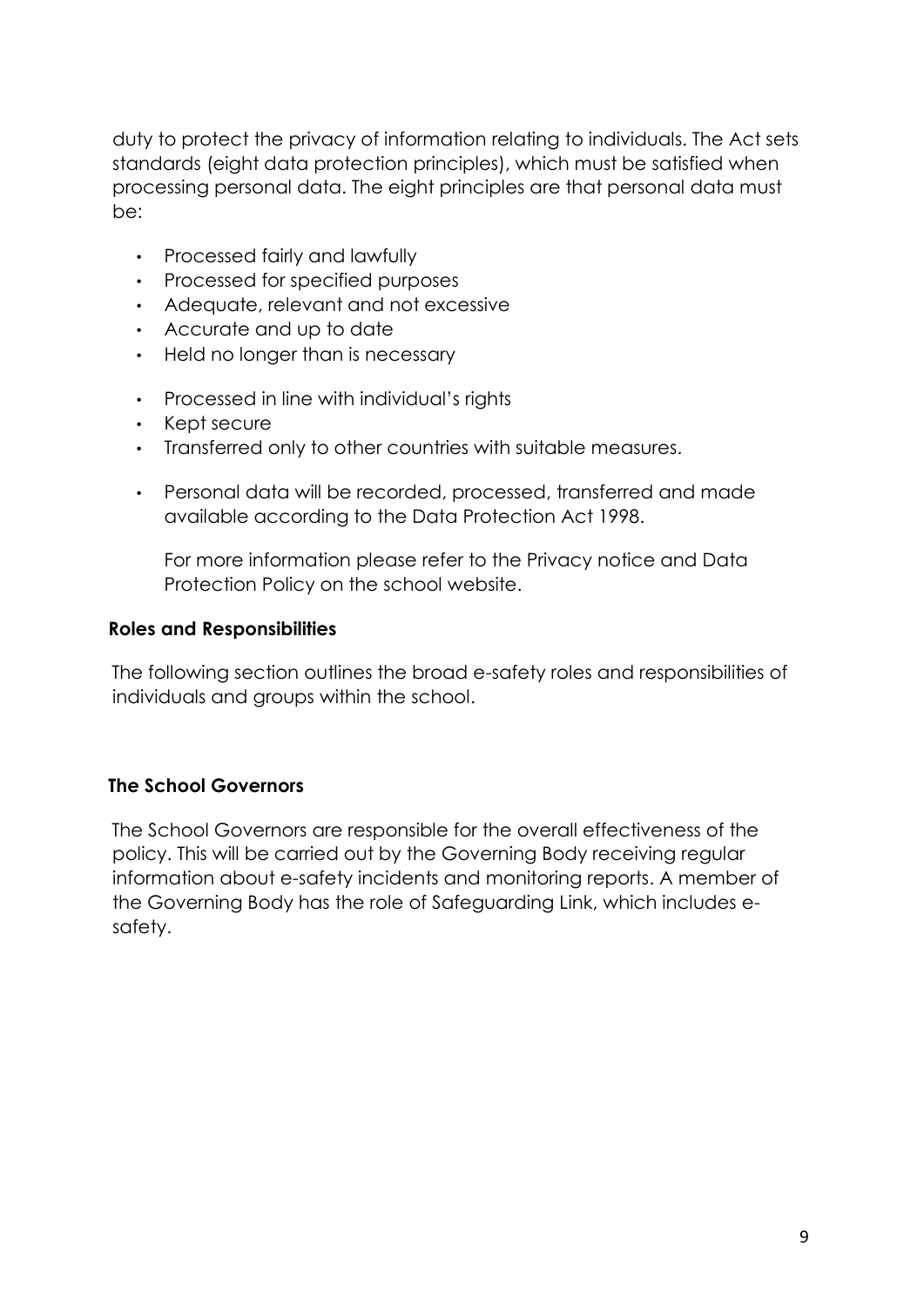duty to protect the privacy of information relating to individuals. The Act sets standards (eight data protection principles), which must be satisfied when processing personal data. The eight principles are that personal data must be:

- Processed fairly and lawfully
- Processed for specified purposes
- Adequate, relevant and not excessive
- Accurate and up to date
- Held no longer than is necessary
- Processed in line with individual's rights
- Kept secure
- Transferred only to other countries with suitable measures.
- Personal data will be recorded, processed, transferred and made available according to the Data Protection Act 1998.

  For more information please refer to the Privacy notice and Data Protection Policy on the school website.

**Roles and Responsibilities**

The following section outlines the broad e-safety roles and responsibilities of individuals and groups within the school.

**The School Governors**

The School Governors are responsible for the overall effectiveness of the policy. This will be carried out by the Governing Body receiving regular information about e-safety incidents and monitoring reports. A member of the Governing Body has the role of Safeguarding Link, which includes e-safety.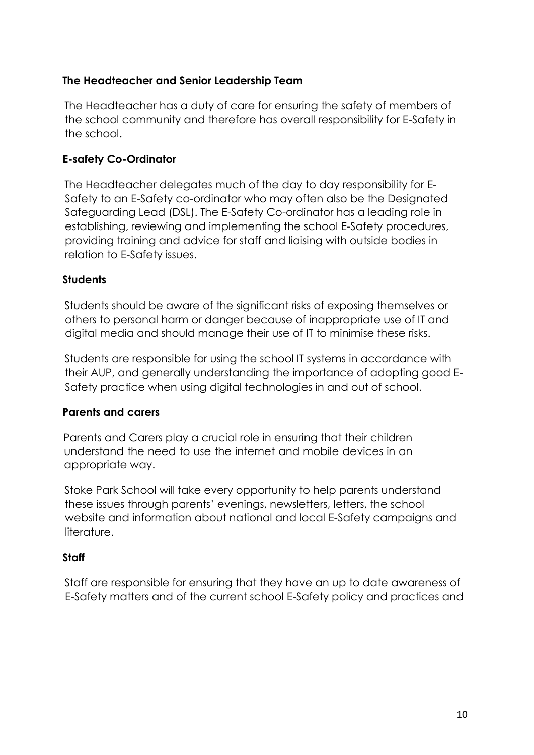### The Headteacher and Senior Leadership Team

The Headteacher has a duty of care for ensuring the safety of members of the school community and therefore has overall responsibility for E-Safety in the school.

### E-safety Co-Ordinator

The Headteacher delegates much of the day to day responsibility for E-Safety to an E-Safety co-ordinator who may often also be the Designated Safeguarding Lead (DSL). The E-Safety Co-ordinator has a leading role in establishing, reviewing and implementing the school E-Safety procedures, providing training and advice for staff and liaising with outside bodies in relation to E-Safety issues.

### Students

Students should be aware of the significant risks of exposing themselves or others to personal harm or danger because of inappropriate use of IT and digital media and should manage their use of IT to minimise these risks.

Students are responsible for using the school IT systems in accordance with their AUP, and generally understanding the importance of adopting good E-Safety practice when using digital technologies in and out of school.

### Parents and carers

Parents and Carers play a crucial role in ensuring that their children understand the need to use the internet and mobile devices in an appropriate way.

Stoke Park School will take every opportunity to help parents understand these issues through parents' evenings, newsletters, letters, the school website and information about national and local E-Safety campaigns and literature.

### Staff

Staff are responsible for ensuring that they have an up to date awareness of E-Safety matters and of the current school E-Safety policy and practices and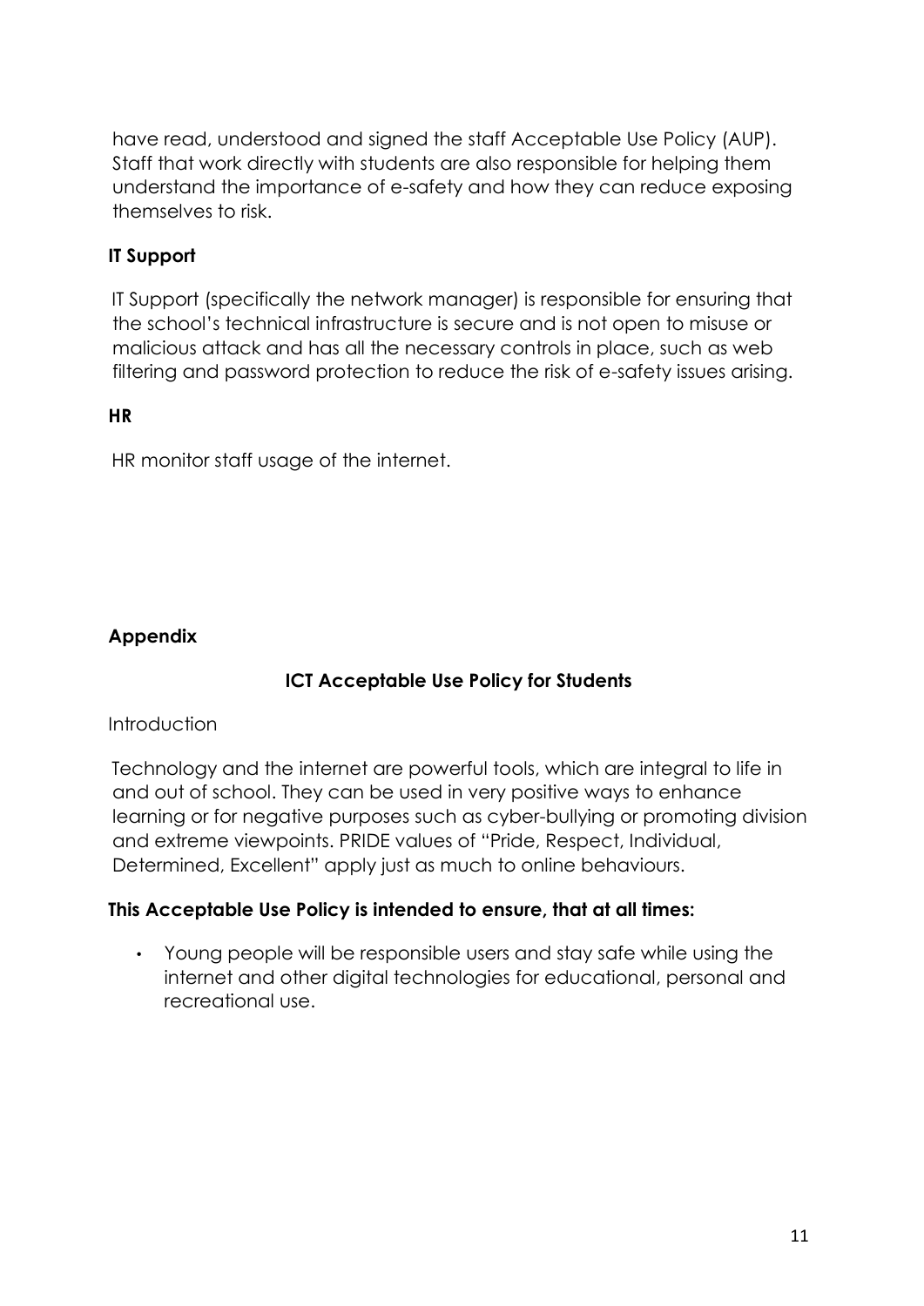have read, understood and signed the staff Acceptable Use Policy (AUP). Staff that work directly with students are also responsible for helping them understand the importance of e-safety and how they can reduce exposing themselves to risk.

### IT Support

IT Support (specifically the network manager) is responsible for ensuring that the school's technical infrastructure is secure and is not open to misuse or malicious attack and has all the necessary controls in place, such as web filtering and password protection to reduce the risk of e-safety issues arising.

### HR

HR monitor staff usage of the internet.

## Appendix

### ICT Acceptable Use Policy for Students

Introduction

Technology and the internet are powerful tools, which are integral to life in and out of school. They can be used in very positive ways to enhance learning or for negative purposes such as cyber-bullying or promoting division and extreme viewpoints. PRIDE values of "Pride, Respect, Individual, Determined, Excellent" apply just as much to online behaviours.

**This Acceptable Use Policy is intended to ensure, that at all times:**

- Young people will be responsible users and stay safe while using the internet and other digital technologies for educational, personal and recreational use.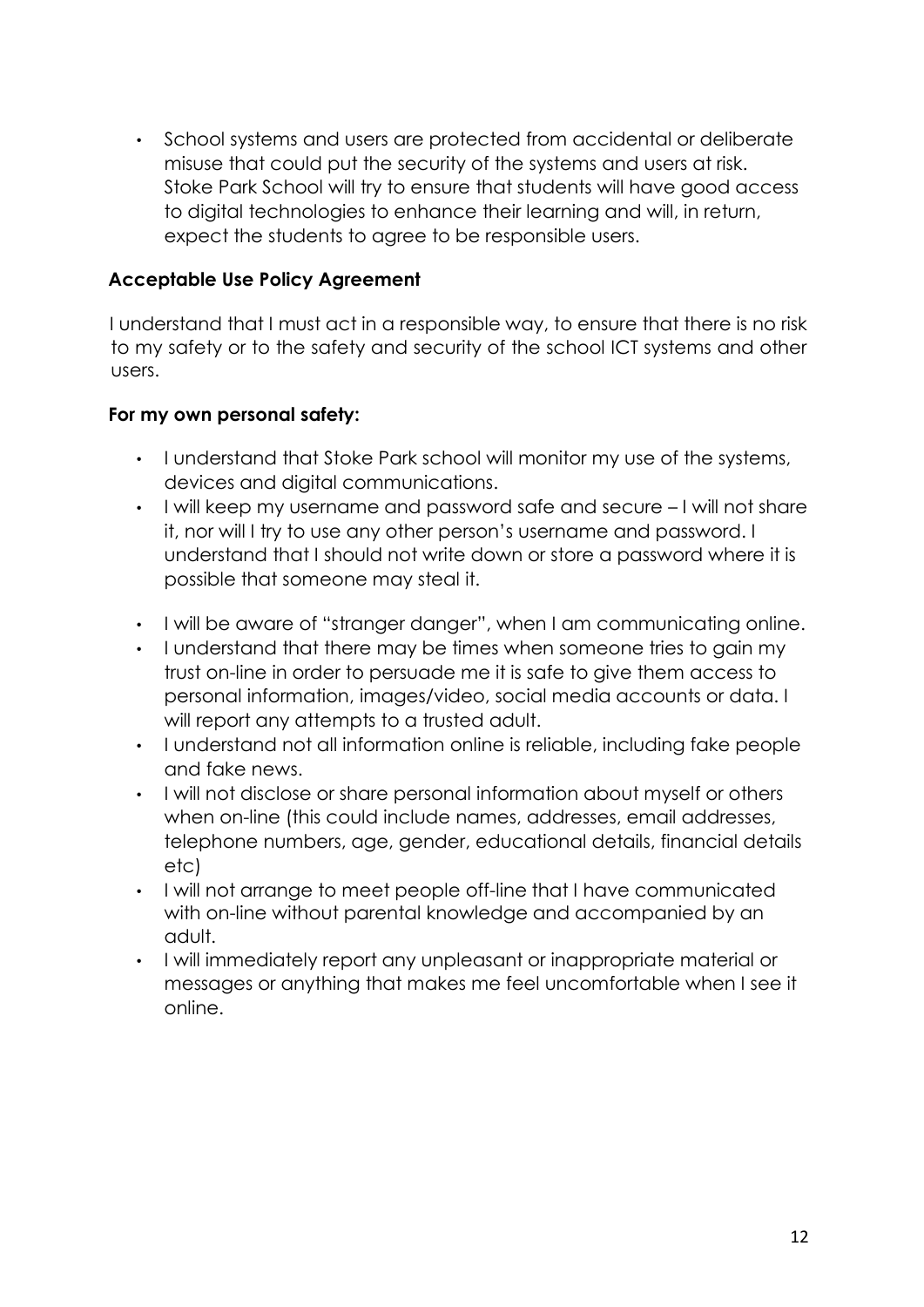- School systems and users are protected from accidental or deliberate misuse that could put the security of the systems and users at risk. Stoke Park School will try to ensure that students will have good access to digital technologies to enhance their learning and will, in return, expect the students to agree to be responsible users.

**Acceptable Use Policy Agreement**

I understand that I must act in a responsible way, to ensure that there is no risk to my safety or to the safety and security of the school ICT systems and other users.

**For my own personal safety:**

- I understand that Stoke Park school will monitor my use of the systems, devices and digital communications.
- I will keep my username and password safe and secure – I will not share it, nor will I try to use any other person's username and password. I understand that I should not write down or store a password where it is possible that someone may steal it.
- I will be aware of "stranger danger", when I am communicating online.
- I understand that there may be times when someone tries to gain my trust on-line in order to persuade me it is safe to give them access to personal information, images/video, social media accounts or data. I will report any attempts to a trusted adult.
- I understand not all information online is reliable, including fake people and fake news.
- I will not disclose or share personal information about myself or others when on-line (this could include names, addresses, email addresses, telephone numbers, age, gender, educational details, financial details etc)
- I will not arrange to meet people off-line that I have communicated with on-line without parental knowledge and accompanied by an adult.
- I will immediately report any unpleasant or inappropriate material or messages or anything that makes me feel uncomfortable when I see it online.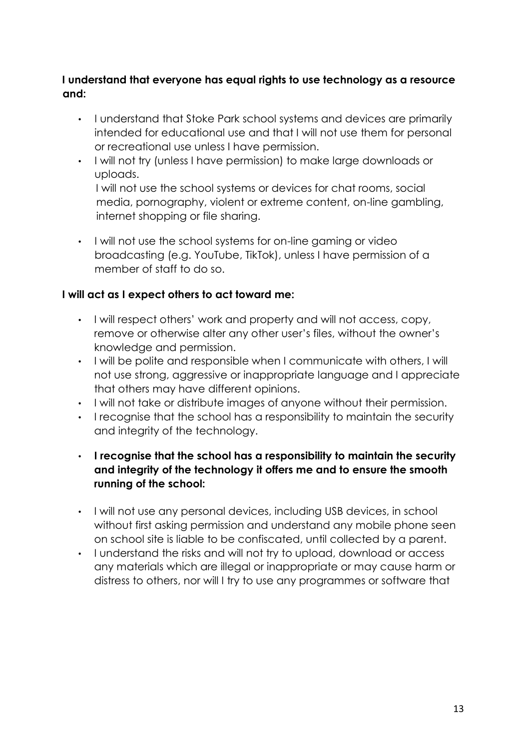**I understand that everyone has equal rights to use technology as a resource and:**

- I understand that Stoke Park school systems and devices are primarily intended for educational use and that I will not use them for personal or recreational use unless I have permission.
- I will not try (unless I have permission) to make large downloads or uploads.
  I will not use the school systems or devices for chat rooms, social media, pornography, violent or extreme content, on-line gambling, internet shopping or file sharing.
- I will not use the school systems for on-line gaming or video broadcasting (e.g. YouTube, TikTok), unless I have permission of a member of staff to do so.

**I will act as I expect others to act toward me:**

- I will respect others' work and property and will not access, copy, remove or otherwise alter any other user's files, without the owner's knowledge and permission.
- I will be polite and responsible when I communicate with others, I will not use strong, aggressive or inappropriate language and I appreciate that others may have different opinions.
- I will not take or distribute images of anyone without their permission.
- I recognise that the school has a responsibility to maintain the security and integrity of the technology.
- **I recognise that the school has a responsibility to maintain the security and integrity of the technology it offers me and to ensure the smooth running of the school:**
- I will not use any personal devices, including USB devices, in school without first asking permission and understand any mobile phone seen on school site is liable to be confiscated, until collected by a parent.
- I understand the risks and will not try to upload, download or access any materials which are illegal or inappropriate or may cause harm or distress to others, nor will I try to use any programmes or software that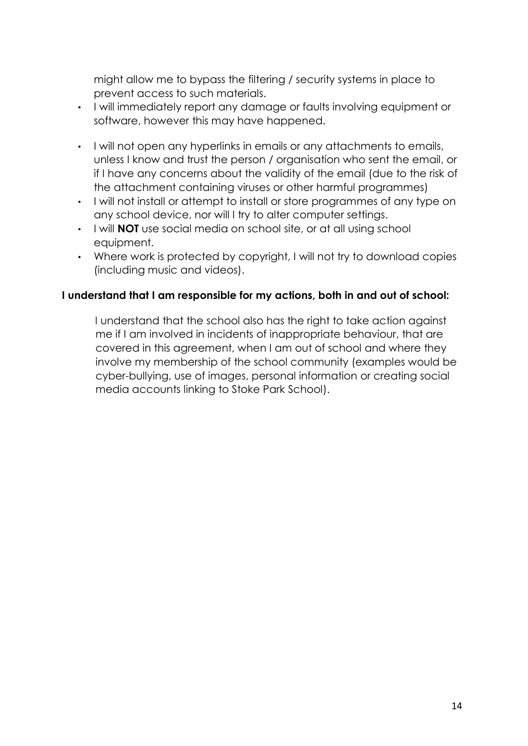might allow me to bypass the filtering / security systems in place to prevent access to such materials.

- I will immediately report any damage or faults involving equipment or software, however this may have happened.
- I will not open any hyperlinks in emails or any attachments to emails, unless I know and trust the person / organisation who sent the email, or if I have any concerns about the validity of the email (due to the risk of the attachment containing viruses or other harmful programmes)
- I will not install or attempt to install or store programmes of any type on any school device, nor will I try to alter computer settings.
- I will **NOT** use social media on school site, or at all using school equipment.
- Where work is protected by copyright, I will not try to download copies (including music and videos).

**I understand that I am responsible for my actions, both in and out of school:**

I understand that the school also has the right to take action against me if I am involved in incidents of inappropriate behaviour, that are covered in this agreement, when I am out of school and where they involve my membership of the school community (examples would be cyber-bullying, use of images, personal information or creating social media accounts linking to Stoke Park School).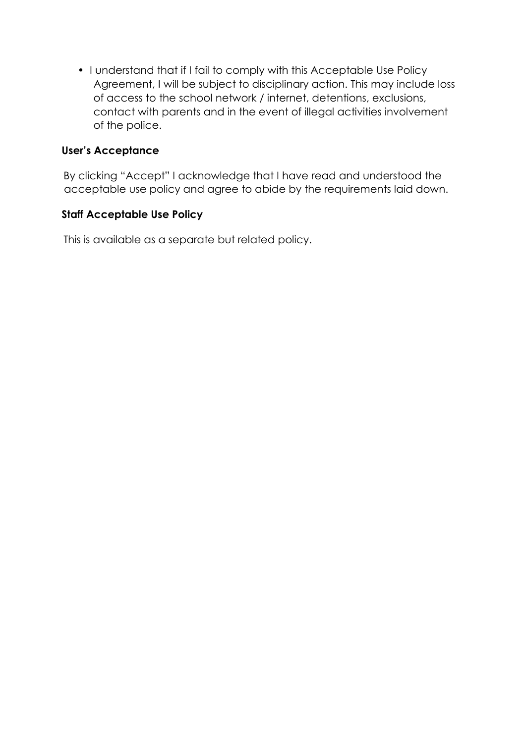- I understand that if I fail to comply with this Acceptable Use Policy Agreement, I will be subject to disciplinary action. This may include loss of access to the school network / internet, detentions, exclusions, contact with parents and in the event of illegal activities involvement of the police.

**User's Acceptance**

By clicking "Accept" I acknowledge that I have read and understood the acceptable use policy and agree to abide by the requirements laid down.

**Staff Acceptable Use Policy**

This is available as a separate but related policy.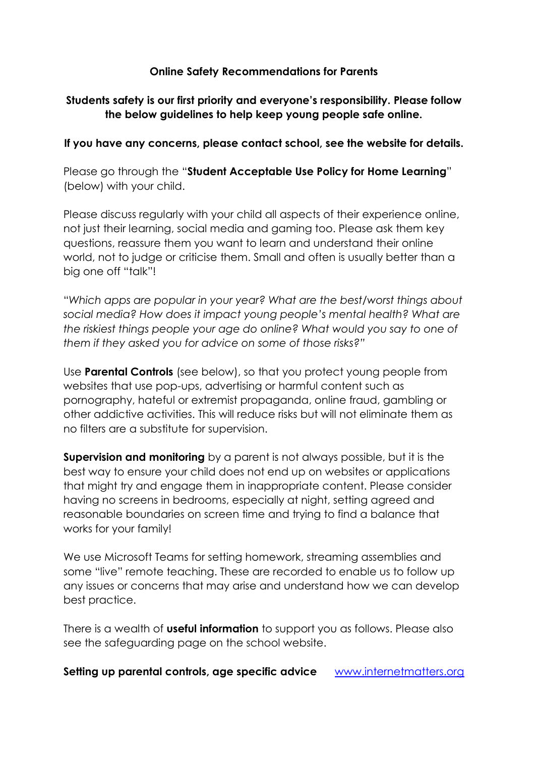**Online Safety Recommendations for Parents**

**Students safety is our first priority and everyone's responsibility. Please follow the below guidelines to help keep young people safe online.**

**If you have any concerns, please contact school, see the website for details.**

Please go through the "**Student Acceptable Use Policy for Home Learning**" (below) with your child.

Please discuss regularly with your child all aspects of their experience online, not just their learning, social media and gaming too. Please ask them key questions, reassure them you want to learn and understand their online world, not to judge or criticise them. Small and often is usually better than a big one off "talk"!

"*Which apps are popular in your year? What are the best/worst things about social media? How does it impact young people's mental health? What are the riskiest things people your age do online? What would you say to one of them if they asked you for advice on some of those risks?*"

Use **Parental Controls** (see below), so that you protect young people from websites that use pop-ups, advertising or harmful content such as pornography, hateful or extremist propaganda, online fraud, gambling or other addictive activities. This will reduce risks but will not eliminate them as no filters are a substitute for supervision.

**Supervision and monitoring** by a parent is not always possible, but it is the best way to ensure your child does not end up on websites or applications that might try and engage them in inappropriate content. Please consider having no screens in bedrooms, especially at night, setting agreed and reasonable boundaries on screen time and trying to find a balance that works for your family!

We use Microsoft Teams for setting homework, streaming assemblies and some "live" remote teaching. These are recorded to enable us to follow up any issues or concerns that may arise and understand how we can develop best practice.

There is a wealth of **useful information** to support you as follows. Please also see the safeguarding page on the school website.

**Setting up parental controls, age specific advice** www.internetmatters.org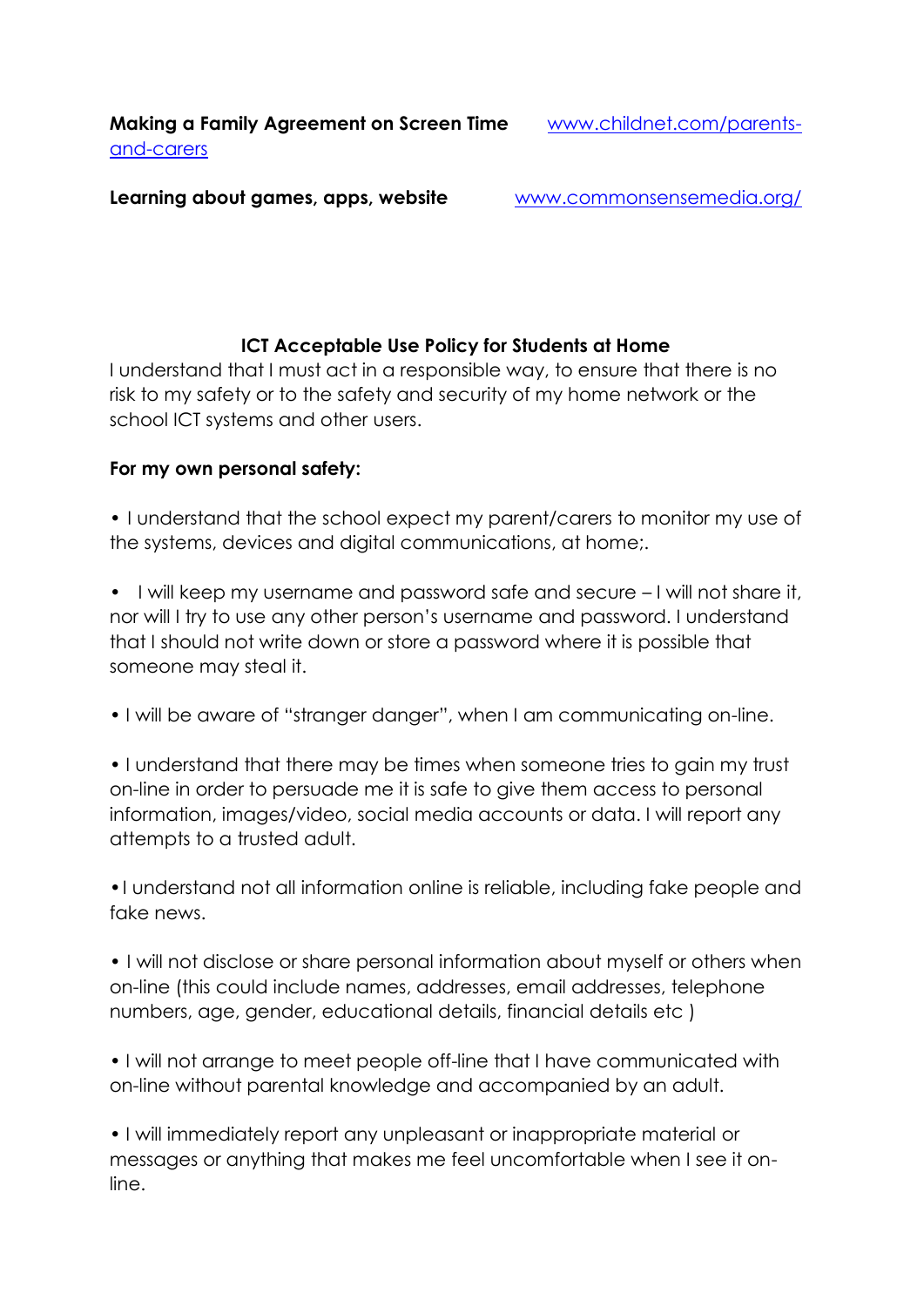**Making a Family Agreement on Screen Time** [www.childnet.com/parents-and-carers](www.childnet.com/parents-and-carers)

**Learning about games, apps, website** [www.commonsensemedia.org/](www.commonsensemedia.org/)

## ICT Acceptable Use Policy for Students at Home

I understand that I must act in a responsible way, to ensure that there is no risk to my safety or to the safety and security of my home network or the school ICT systems and other users.

**For my own personal safety:**

- I understand that the school expect my parent/carers to monitor my use of the systems, devices and digital communications, at home;.

- I will keep my username and password safe and secure – I will not share it, nor will I try to use any other person's username and password. I understand that I should not write down or store a password where it is possible that someone may steal it.

- I will be aware of "stranger danger", when I am communicating on-line.

- I understand that there may be times when someone tries to gain my trust on-line in order to persuade me it is safe to give them access to personal information, images/video, social media accounts or data. I will report any attempts to a trusted adult.

- I understand not all information online is reliable, including fake people and fake news.

- I will not disclose or share personal information about myself or others when on-line (this could include names, addresses, email addresses, telephone numbers, age, gender, educational details, financial details etc )

- I will not arrange to meet people off-line that I have communicated with on-line without parental knowledge and accompanied by an adult.

- I will immediately report any unpleasant or inappropriate material or messages or anything that makes me feel uncomfortable when I see it on-line.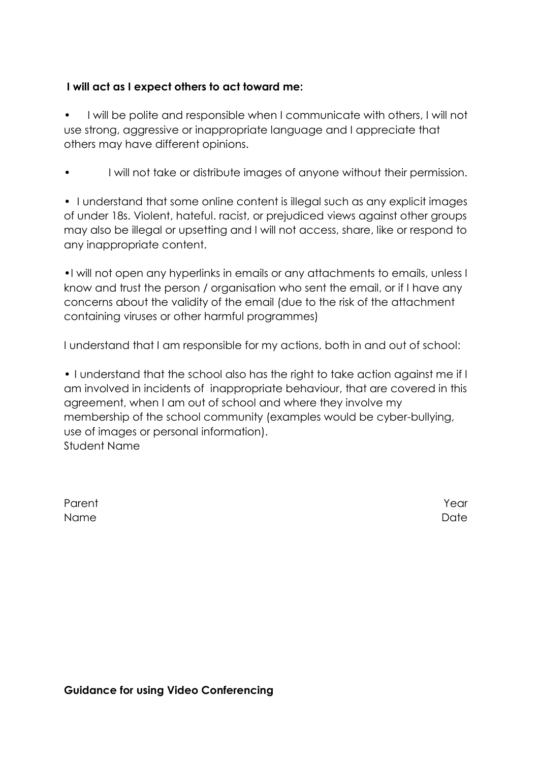**I will act as I expect others to act toward me:**

- I will be polite and responsible when I communicate with others, I will not use strong, aggressive or inappropriate language and I appreciate that others may have different opinions.
- I will not take or distribute images of anyone without their permission.
- I understand that some online content is illegal such as any explicit images of under 18s. Violent, hateful. racist, or prejudiced views against other groups may also be illegal or upsetting and I will not access, share, like or respond to any inappropriate content.
- I will not open any hyperlinks in emails or any attachments to emails, unless I know and trust the person / organisation who sent the email, or if I have any concerns about the validity of the email (due to the risk of the attachment containing viruses or other harmful programmes)

I understand that I am responsible for my actions, both in and out of school:

- I understand that the school also has the right to take action against me if I am involved in incidents of inappropriate behaviour, that are covered in this agreement, when I am out of school and where they involve my membership of the school community (examples would be cyber-bullying, use of images or personal information).

Student Name

Parent Name

Year

Date

**Guidance for using Video Conferencing**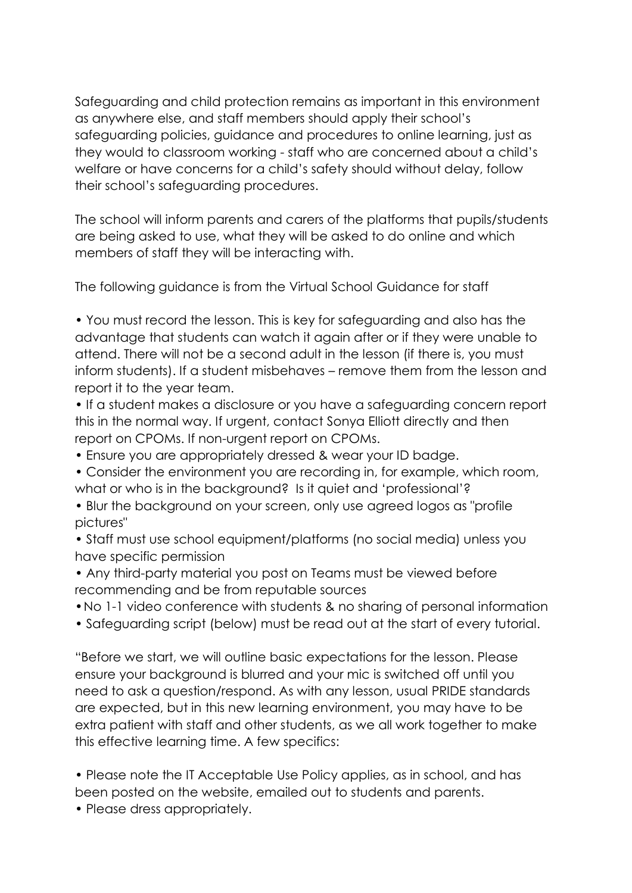Safeguarding and child protection remains as important in this environment as anywhere else, and staff members should apply their school's safeguarding policies, guidance and procedures to online learning, just as they would to classroom working - staff who are concerned about a child's welfare or have concerns for a child's safety should without delay, follow their school's safeguarding procedures.

The school will inform parents and carers of the platforms that pupils/students are being asked to use, what they will be asked to do online and which members of staff they will be interacting with.

The following guidance is from the Virtual School Guidance for staff

- You must record the lesson. This is key for safeguarding and also has the advantage that students can watch it again after or if they were unable to attend. There will not be a second adult in the lesson (if there is, you must inform students). If a student misbehaves – remove them from the lesson and report it to the year team.
- If a student makes a disclosure or you have a safeguarding concern report this in the normal way. If urgent, contact Sonya Elliott directly and then report on CPOMs. If non-urgent report on CPOMs.
- Ensure you are appropriately dressed & wear your ID badge.
- Consider the environment you are recording in, for example, which room, what or who is in the background? Is it quiet and 'professional'?
- Blur the background on your screen, only use agreed logos as "profile pictures"
- Staff must use school equipment/platforms (no social media) unless you have specific permission
- Any third-party material you post on Teams must be viewed before recommending and be from reputable sources
- No 1-1 video conference with students & no sharing of personal information
- Safeguarding script (below) must be read out at the start of every tutorial.

"Before we start, we will outline basic expectations for the lesson. Please ensure your background is blurred and your mic is switched off until you need to ask a question/respond. As with any lesson, usual PRIDE standards are expected, but in this new learning environment, you may have to be extra patient with staff and other students, as we all work together to make this effective learning time. A few specifics:

- Please note the IT Acceptable Use Policy applies, as in school, and has been posted on the website, emailed out to students and parents.
- Please dress appropriately.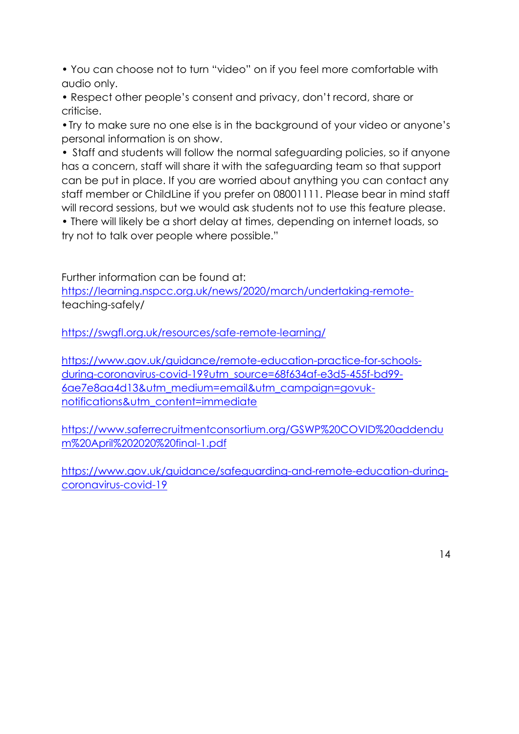• You can choose not to turn "video" on if you feel more comfortable with audio only.
• Respect other people's consent and privacy, don't record, share or criticise.
• Try to make sure no one else is in the background of your video or anyone's personal information is on show.
• Staff and students will follow the normal safeguarding policies, so if anyone has a concern, staff will share it with the safeguarding team so that support can be put in place. If you are worried about anything you can contact any staff member or ChildLine if you prefer on 08001111. Please bear in mind staff will record sessions, but we would ask students not to use this feature please.
• There will likely be a short delay at times, depending on internet loads, so try not to talk over people where possible."

Further information can be found at:
https://learning.nspcc.org.uk/news/2020/march/undertaking-remote-teaching-safely/

https://swgfl.org.uk/resources/safe-remote-learning/

https://www.gov.uk/guidance/remote-education-practice-for-schools-during-coronavirus-covid-19?utm_source=68f634af-e3d5-455f-bd99-6ae7e8aa4d13&utm_medium=email&utm_campaign=govuk-notifications&utm_content=immediate

https://www.saferrecruitmentconsortium.org/GSWP%20COVID%20addendum%20April%202020%20final-1.pdf

https://www.gov.uk/guidance/safeguarding-and-remote-education-during-coronavirus-covid-19